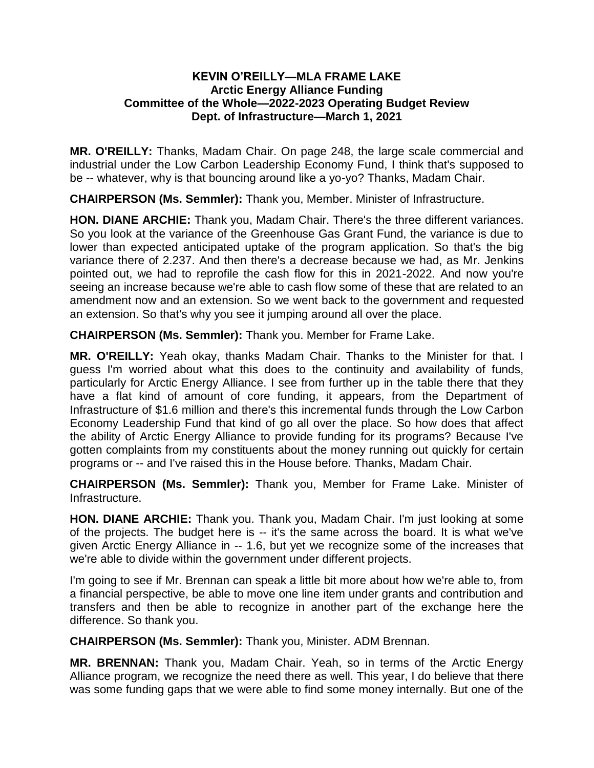**KEVIN O'REILLY—MLA FRAME LAKE**
**Arctic Energy Alliance Funding**
**Committee of the Whole—2022-2023 Operating Budget Review**
**Dept. of Infrastructure—March 1, 2021**

**MR. O'REILLY:** Thanks, Madam Chair. On page 248, the large scale commercial and industrial under the Low Carbon Leadership Economy Fund, I think that's supposed to be -- whatever, why is that bouncing around like a yo-yo? Thanks, Madam Chair.

**CHAIRPERSON (Ms. Semmler):** Thank you, Member. Minister of Infrastructure.

**HON. DIANE ARCHIE:** Thank you, Madam Chair. There's the three different variances. So you look at the variance of the Greenhouse Gas Grant Fund, the variance is due to lower than expected anticipated uptake of the program application. So that's the big variance there of 2.237. And then there's a decrease because we had, as Mr. Jenkins pointed out, we had to reprofile the cash flow for this in 2021-2022. And now you're seeing an increase because we're able to cash flow some of these that are related to an amendment now and an extension. So we went back to the government and requested an extension. So that's why you see it jumping around all over the place.

**CHAIRPERSON (Ms. Semmler):** Thank you. Member for Frame Lake.

**MR. O'REILLY:** Yeah okay, thanks Madam Chair. Thanks to the Minister for that. I guess I'm worried about what this does to the continuity and availability of funds, particularly for Arctic Energy Alliance. I see from further up in the table there that they have a flat kind of amount of core funding, it appears, from the Department of Infrastructure of $1.6 million and there's this incremental funds through the Low Carbon Economy Leadership Fund that kind of go all over the place. So how does that affect the ability of Arctic Energy Alliance to provide funding for its programs? Because I've gotten complaints from my constituents about the money running out quickly for certain programs or -- and I've raised this in the House before. Thanks, Madam Chair.

**CHAIRPERSON (Ms. Semmler):** Thank you, Member for Frame Lake. Minister of Infrastructure.

**HON. DIANE ARCHIE:** Thank you. Thank you, Madam Chair. I'm just looking at some of the projects. The budget here is -- it's the same across the board. It is what we've given Arctic Energy Alliance in -- 1.6, but yet we recognize some of the increases that we're able to divide within the government under different projects.

I'm going to see if Mr. Brennan can speak a little bit more about how we're able to, from a financial perspective, be able to move one line item under grants and contribution and transfers and then be able to recognize in another part of the exchange here the difference. So thank you.

**CHAIRPERSON (Ms. Semmler):** Thank you, Minister. ADM Brennan.

**MR. BRENNAN:** Thank you, Madam Chair. Yeah, so in terms of the Arctic Energy Alliance program, we recognize the need there as well. This year, I do believe that there was some funding gaps that we were able to find some money internally. But one of the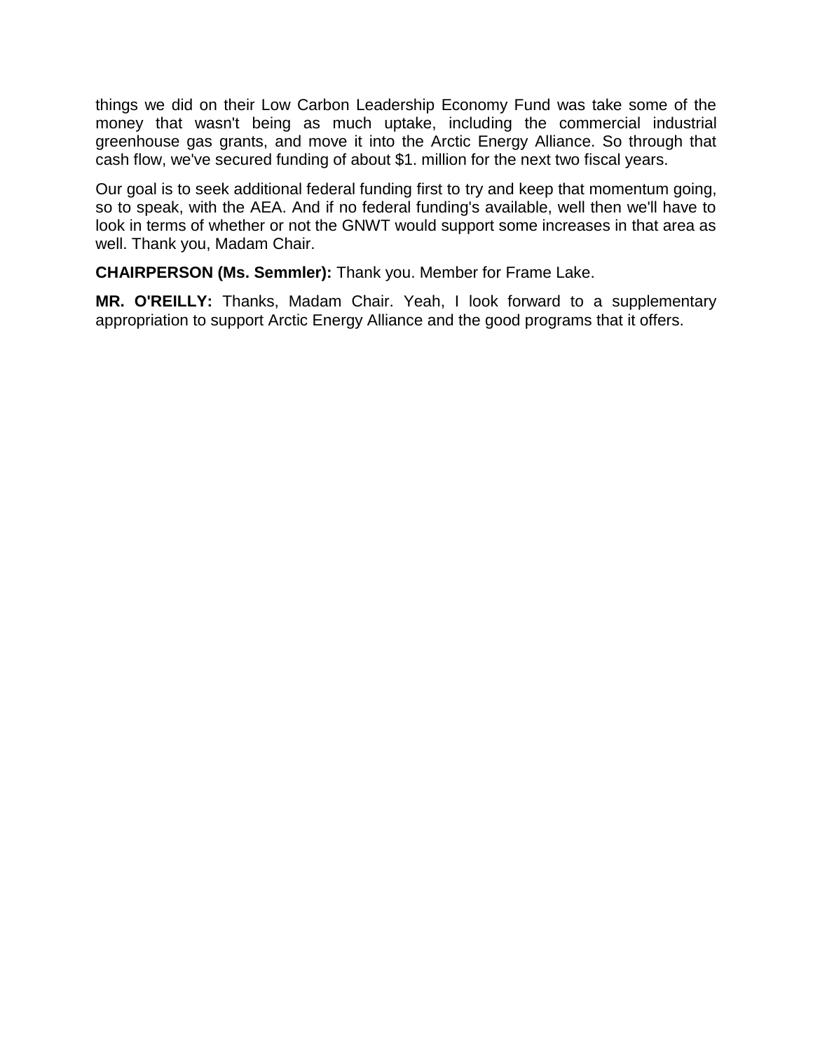things we did on their Low Carbon Leadership Economy Fund was take some of the money that wasn't being as much uptake, including the commercial industrial greenhouse gas grants, and move it into the Arctic Energy Alliance. So through that cash flow, we've secured funding of about $1. million for the next two fiscal years.

Our goal is to seek additional federal funding first to try and keep that momentum going, so to speak, with the AEA. And if no federal funding's available, well then we'll have to look in terms of whether or not the GNWT would support some increases in that area as well. Thank you, Madam Chair.

**CHAIRPERSON (Ms. Semmler):** Thank you. Member for Frame Lake.

**MR. O'REILLY:** Thanks, Madam Chair. Yeah, I look forward to a supplementary appropriation to support Arctic Energy Alliance and the good programs that it offers.